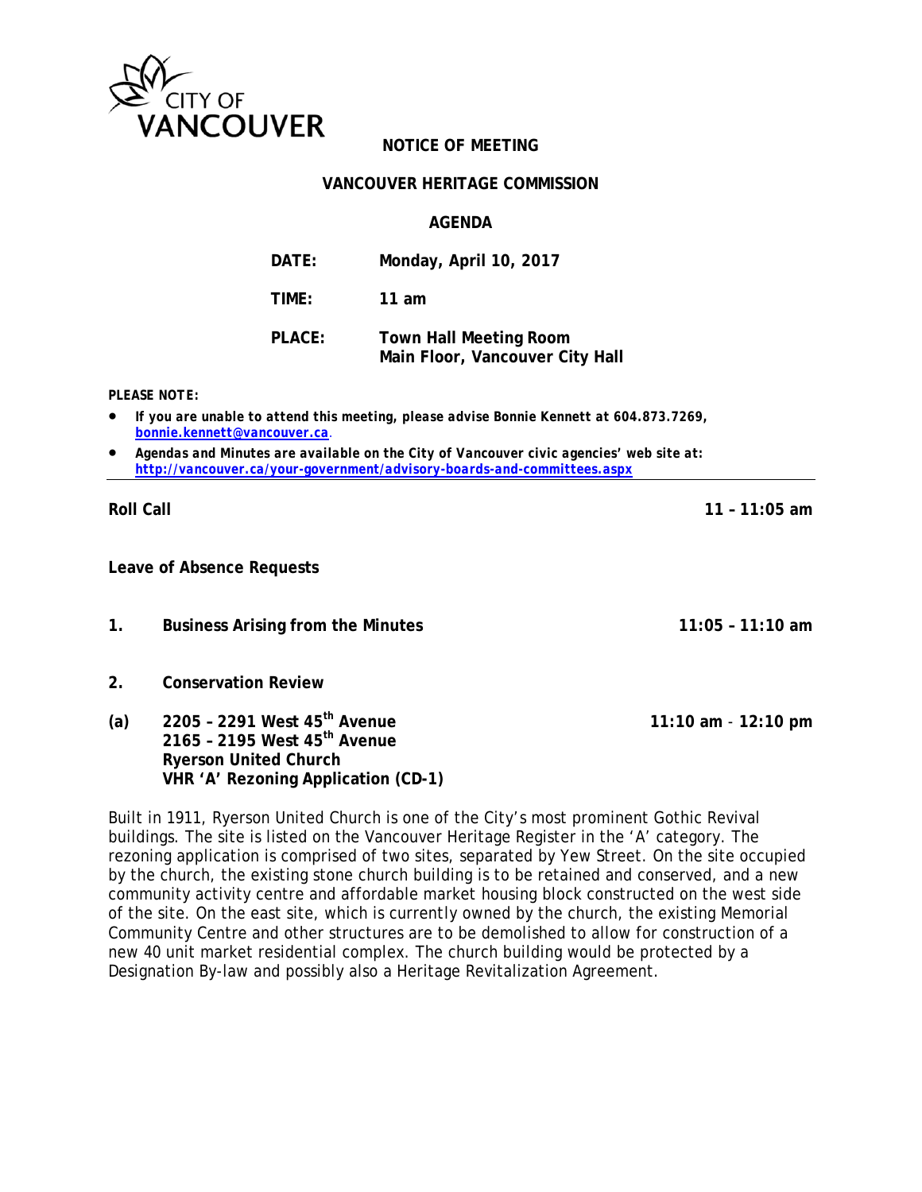CITY OF VANCOUVER

**NOTICE OF MEETING**

**VANCOUVER HERITAGE COMMISSION**

**AGENDA**

**DATE:** Monday, April 10, 2017

**TIME:** 11 am

**PLACE:** Town Hall Meeting Room
Main Floor, Vancouver City Hall

***PLEASE NOTE:***

- ***If you are unable to attend this meeting, please advise Bonnie Kennett at 604.873.7269, [bonnie.kennett@vancouver.ca](mailto:bonnie.kennett@vancouver.ca).***
- ***Agendas and Minutes are available on the City of Vancouver civic agencies' web site at: [http://vancouver.ca/your-government/advisory-boards-and-committees.aspx](http://vancouver.ca/your-government/advisory-boards-and-committees.aspx)***

---

**Roll Call** — 11 – 11:05 am

**Leave of Absence Requests**

**1. Business Arising from the Minutes** — 11:05 – 11:10 am

**2. Conservation Review**

**(a) 2205 – 2291 West 45th Avenue**
**2165 – 2195 West 45th Avenue**
**Ryerson United Church**
**VHR 'A' Rezoning Application (CD-1)** — 11:10 am - 12:10 pm

Built in 1911, Ryerson United Church is one of the City's most prominent Gothic Revival buildings. The site is listed on the Vancouver Heritage Register in the 'A' category. The rezoning application is comprised of two sites, separated by Yew Street. On the site occupied by the church, the existing stone church building is to be retained and conserved, and a new community activity centre and affordable market housing block constructed on the west side of the site. On the east site, which is currently owned by the church, the existing Memorial Community Centre and other structures are to be demolished to allow for construction of a new 40 unit market residential complex. The church building would be protected by a Designation By-law and possibly also a Heritage Revitalization Agreement.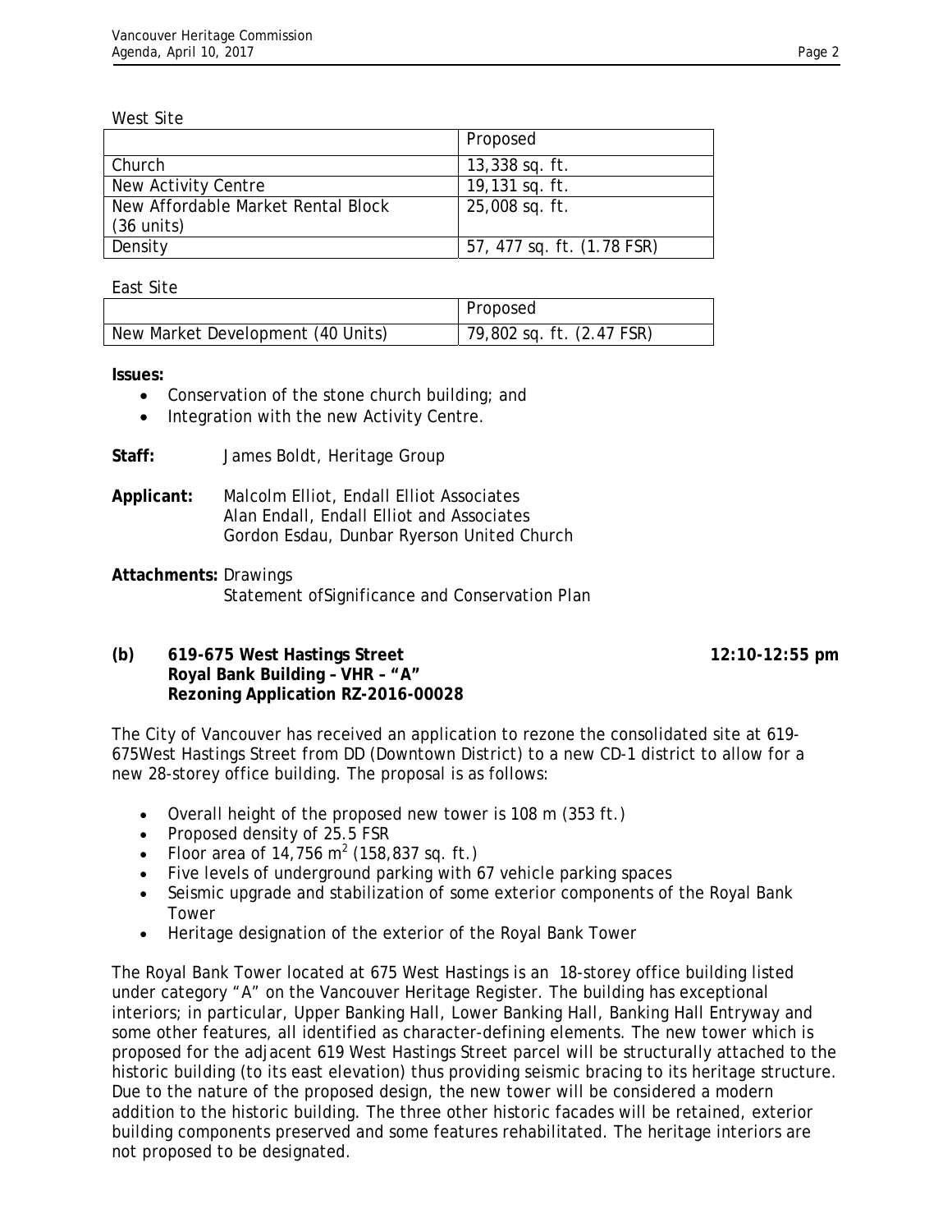West Site

| | Proposed |
|---|---|
| Church | 13,338 sq. ft. |
| New Activity Centre | 19,131 sq. ft. |
| New Affordable Market Rental Block (36 units) | 25,008 sq. ft. |
| Density | 57, 477 sq. ft. (1.78 FSR) |

East Site

| | Proposed |
|---|---|
| New Market Development (40 Units) | 79,802 sq. ft. (2.47 FSR) |

**Issues:**

- Conservation of the stone church building; and
- Integration with the new Activity Centre.

**Staff:** James Boldt, Heritage Group

**Applicant:** Malcolm Elliot, Endall Elliot Associates
Alan Endall, Endall Elliot and Associates
Gordon Esdau, Dunbar Ryerson United Church

**Attachments:** Drawings
Statement ofSignificance and Conservation Plan

**(b) 619-675 West Hastings Street** **12:10-12:55 pm**
**Royal Bank Building – VHR – "A"**
**Rezoning Application RZ-2016-00028**

The City of Vancouver has received an application to rezone the consolidated site at 619-675West Hastings Street from DD (Downtown District) to a new CD-1 district to allow for a new 28-storey office building. The proposal is as follows:

- Overall height of the proposed new tower is 108 m (353 ft.)
- Proposed density of 25.5 FSR
- Floor area of 14,756 $m^2$ (158,837 sq. ft.)
- Five levels of underground parking with 67 vehicle parking spaces
- Seismic upgrade and stabilization of some exterior components of the Royal Bank Tower
- Heritage designation of the exterior of the Royal Bank Tower

The Royal Bank Tower located at 675 West Hastings is an 18-storey office building listed under category "A" on the Vancouver Heritage Register. The building has exceptional interiors; in particular, Upper Banking Hall, Lower Banking Hall, Banking Hall Entryway and some other features, all identified as character-defining elements. The new tower which is proposed for the adjacent 619 West Hastings Street parcel will be structurally attached to the historic building (to its east elevation) thus providing seismic bracing to its heritage structure. Due to the nature of the proposed design, the new tower will be considered a modern addition to the historic building. The three other historic facades will be retained, exterior building components preserved and some features rehabilitated. The heritage interiors are not proposed to be designated.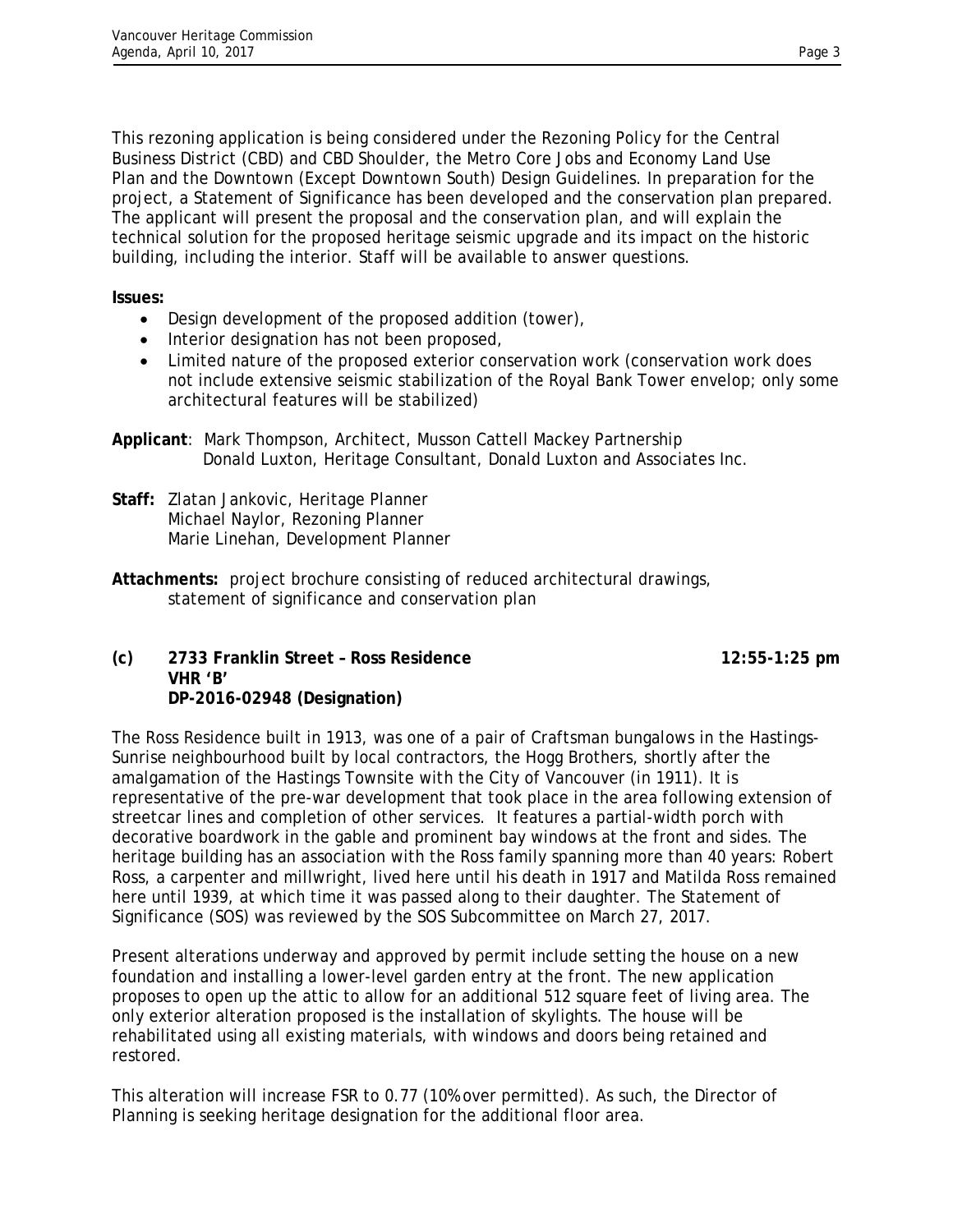This rezoning application is being considered under the Rezoning Policy for the Central Business District (CBD) and CBD Shoulder, the Metro Core Jobs and Economy Land Use Plan and the Downtown (Except Downtown South) Design Guidelines. In preparation for the project, a Statement of Significance has been developed and the conservation plan prepared. The applicant will present the proposal and the conservation plan, and will explain the technical solution for the proposed heritage seismic upgrade and its impact on the historic building, including the interior. Staff will be available to answer questions.

**Issues:**

- Design development of the proposed addition (tower),
- Interior designation has not been proposed,
- Limited nature of the proposed exterior conservation work (conservation work does not include extensive seismic stabilization of the Royal Bank Tower envelop; only some architectural features will be stabilized)

**Applicant**: Mark Thompson, Architect, Musson Cattell Mackey Partnership
Donald Luxton, Heritage Consultant, Donald Luxton and Associates Inc.

**Staff:** Zlatan Jankovic, Heritage Planner
Michael Naylor, Rezoning Planner
Marie Linehan, Development Planner

**Attachments:** project brochure consisting of reduced architectural drawings, statement of significance and conservation plan

**(c) 2733 Franklin Street – Ross Residence** **12:55-1:25 pm**
**VHR 'B'**
**DP-2016-02948 (Designation)**

The Ross Residence built in 1913, was one of a pair of Craftsman bungalows in the Hastings-Sunrise neighbourhood built by local contractors, the Hogg Brothers, shortly after the amalgamation of the Hastings Townsite with the City of Vancouver (in 1911). It is representative of the pre-war development that took place in the area following extension of streetcar lines and completion of other services. It features a partial-width porch with decorative boardwork in the gable and prominent bay windows at the front and sides. The heritage building has an association with the Ross family spanning more than 40 years: Robert Ross, a carpenter and millwright, lived here until his death in 1917 and Matilda Ross remained here until 1939, at which time it was passed along to their daughter. The Statement of Significance (SOS) was reviewed by the SOS Subcommittee on March 27, 2017.

Present alterations underway and approved by permit include setting the house on a new foundation and installing a lower-level garden entry at the front. The new application proposes to open up the attic to allow for an additional 512 square feet of living area. The only exterior alteration proposed is the installation of skylights. The house will be rehabilitated using all existing materials, with windows and doors being retained and restored.

This alteration will increase FSR to 0.77 (10% over permitted). As such, the Director of Planning is seeking heritage designation for the additional floor area.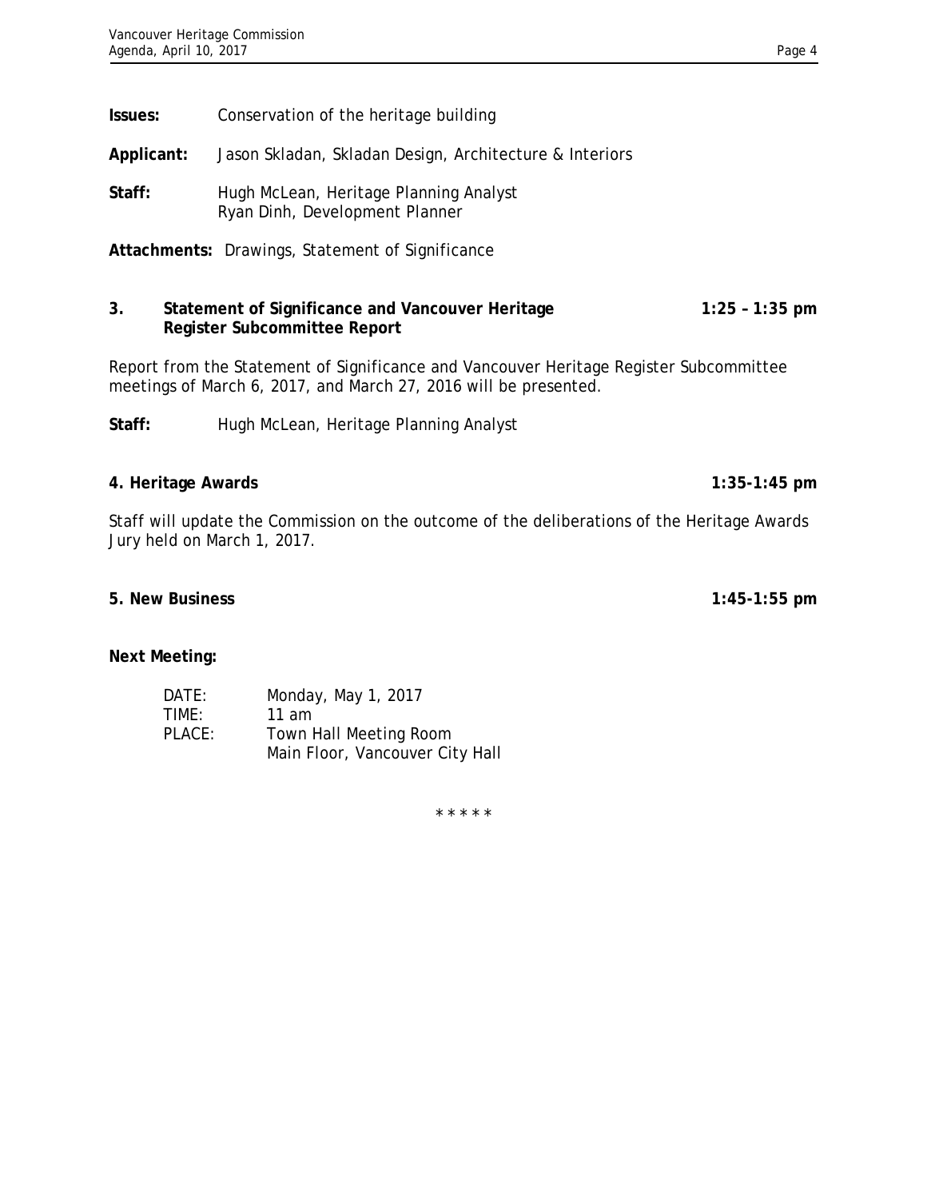**Issues:** Conservation of the heritage building

**Applicant:** Jason Skladan, Skladan Design, Architecture & Interiors

**Staff:** Hugh McLean, Heritage Planning Analyst
Ryan Dinh, Development Planner

**Attachments:** Drawings, Statement of Significance

### 3. Statement of Significance and Vancouver Heritage Register Subcommittee Report — 1:25 – 1:35 pm

Report from the Statement of Significance and Vancouver Heritage Register Subcommittee meetings of March 6, 2017, and March 27, 2016 will be presented.

**Staff:** Hugh McLean, Heritage Planning Analyst

### 4. Heritage Awards — 1:35-1:45 pm

Staff will update the Commission on the outcome of the deliberations of the Heritage Awards Jury held on March 1, 2017.

### 5. New Business — 1:45-1:55 pm

**Next Meeting:**

DATE: Monday, May 1, 2017
TIME: 11 am
PLACE: Town Hall Meeting Room
Main Floor, Vancouver City Hall

* * * * *